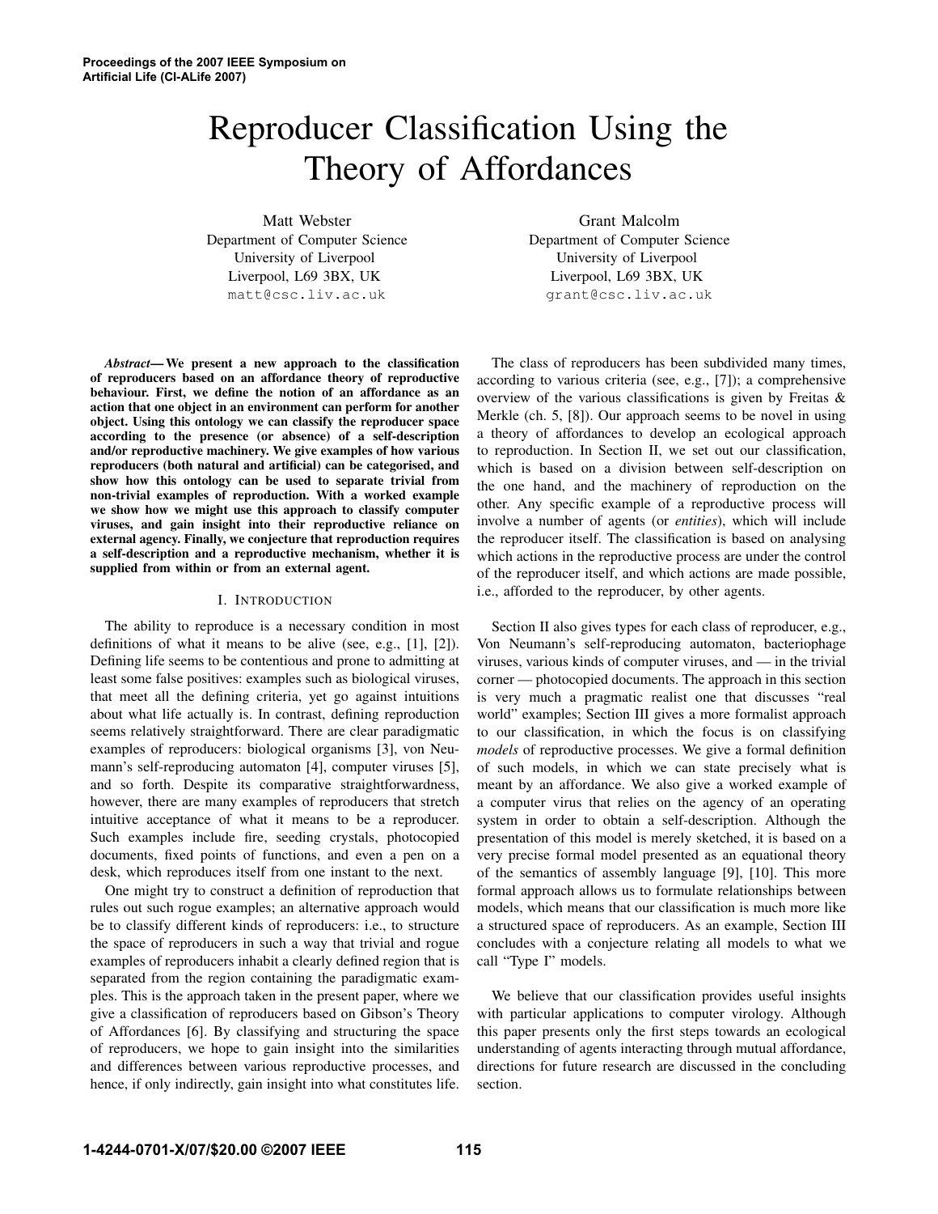# Reproducer Classification Using the Theory of Affordances

Matt Webster
Department of Computer Science
University of Liverpool
Liverpool, L69 3BX, UK
matt@csc.liv.ac.uk

Grant Malcolm
Department of Computer Science
University of Liverpool
Liverpool, L69 3BX, UK
grant@csc.liv.ac.uk

***Abstract*— We present a new approach to the classification of reproducers based on an affordance theory of reproductive behaviour. First, we define the notion of an affordance as an action that one object in an environment can perform for another object. Using this ontology we can classify the reproducer space according to the presence (or absence) of a self-description and/or reproductive machinery. We give examples of how various reproducers (both natural and artificial) can be categorised, and show how this ontology can be used to separate trivial from non-trivial examples of reproduction. With a worked example we show how we might use this approach to classify computer viruses, and gain insight into their reproductive reliance on external agency. Finally, we conjecture that reproduction requires a self-description and a reproductive mechanism, whether it is supplied from within or from an external agent.**

## I. Introduction

The ability to reproduce is a necessary condition in most definitions of what it means to be alive (see, e.g., [1], [2]). Defining life seems to be contentious and prone to admitting at least some false positives: examples such as biological viruses, that meet all the defining criteria, yet go against intuitions about what life actually is. In contrast, defining reproduction seems relatively straightforward. There are clear paradigmatic examples of reproducers: biological organisms [3], von Neumann's self-reproducing automaton [4], computer viruses [5], and so forth. Despite its comparative straightforwardness, however, there are many examples of reproducers that stretch intuitive acceptance of what it means to be a reproducer. Such examples include fire, seeding crystals, photocopied documents, fixed points of functions, and even a pen on a desk, which reproduces itself from one instant to the next.

One might try to construct a definition of reproduction that rules out such rogue examples; an alternative approach would be to classify different kinds of reproducers: i.e., to structure the space of reproducers in such a way that trivial and rogue examples of reproducers inhabit a clearly defined region that is separated from the region containing the paradigmatic examples. This is the approach taken in the present paper, where we give a classification of reproducers based on Gibson's Theory of Affordances [6]. By classifying and structuring the space of reproducers, we hope to gain insight into the similarities and differences between various reproductive processes, and hence, if only indirectly, gain insight into what constitutes life.

The class of reproducers has been subdivided many times, according to various criteria (see, e.g., [7]); a comprehensive overview of the various classifications is given by Freitas & Merkle (ch. 5, [8]). Our approach seems to be novel in using a theory of affordances to develop an ecological approach to reproduction. In Section II, we set out our classification, which is based on a division between self-description on the one hand, and the machinery of reproduction on the other. Any specific example of a reproductive process will involve a number of agents (or *entities*), which will include the reproducer itself. The classification is based on analysing which actions in the reproductive process are under the control of the reproducer itself, and which actions are made possible, i.e., afforded to the reproducer, by other agents.

Section II also gives types for each class of reproducer, e.g., Von Neumann's self-reproducing automaton, bacteriophage viruses, various kinds of computer viruses, and — in the trivial corner — photocopied documents. The approach in this section is very much a pragmatic realist one that discusses "real world" examples; Section III gives a more formalist approach to our classification, in which the focus is on classifying *models* of reproductive processes. We give a formal definition of such models, in which we can state precisely what is meant by an affordance. We also give a worked example of a computer virus that relies on the agency of an operating system in order to obtain a self-description. Although the presentation of this model is merely sketched, it is based on a very precise formal model presented as an equational theory of the semantics of assembly language [9], [10]. This more formal approach allows us to formulate relationships between models, which means that our classification is much more like a structured space of reproducers. As an example, Section III concludes with a conjecture relating all models to what we call "Type I" models.

We believe that our classification provides useful insights with particular applications to computer virology. Although this paper presents only the first steps towards an ecological understanding of agents interacting through mutual affordance, directions for future research are discussed in the concluding section.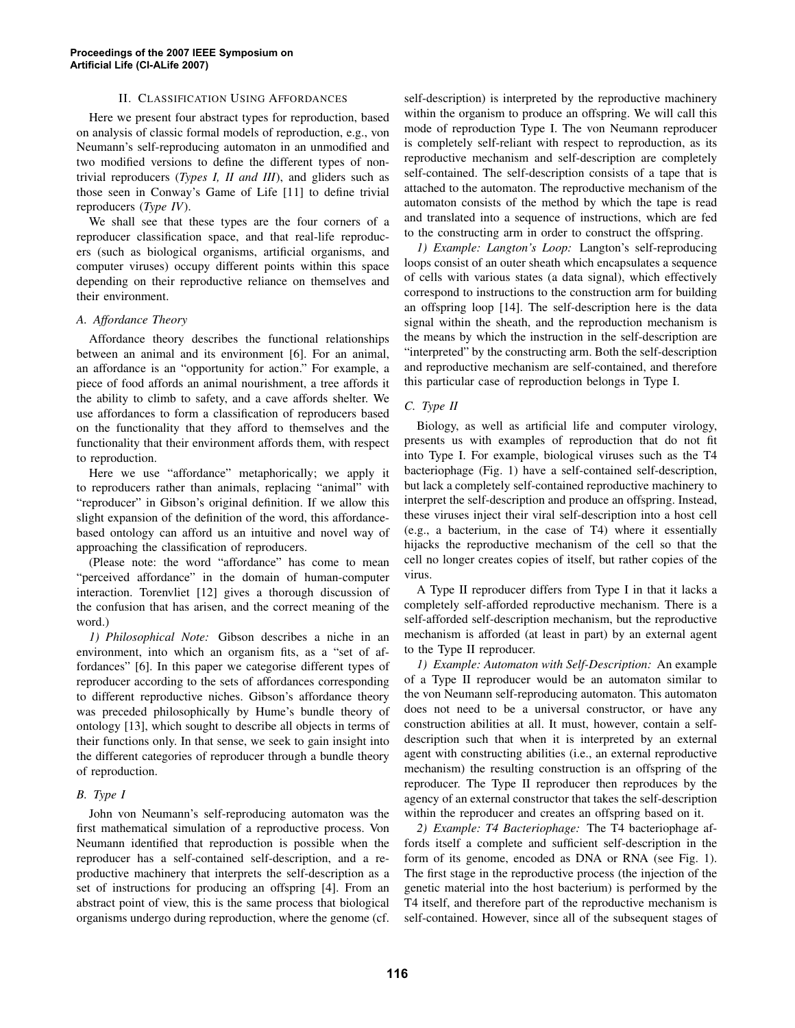## II. Classification Using Affordances

Here we present four abstract types for reproduction, based on analysis of classic formal models of reproduction, e.g., von Neumann's self-reproducing automaton in an unmodified and two modified versions to define the different types of non-trivial reproducers (*Types I, II and III*), and gliders such as those seen in Conway's Game of Life [11] to define trivial reproducers (*Type IV*).

We shall see that these types are the four corners of a reproducer classification space, and that real-life reproducers (such as biological organisms, artificial organisms, and computer viruses) occupy different points within this space depending on their reproductive reliance on themselves and their environment.

### A. Affordance Theory

Affordance theory describes the functional relationships between an animal and its environment [6]. For an animal, an affordance is an "opportunity for action." For example, a piece of food affords an animal nourishment, a tree affords it the ability to climb to safety, and a cave affords shelter. We use affordances to form a classification of reproducers based on the functionality that they afford to themselves and the functionality that their environment affords them, with respect to reproduction.

Here we use "affordance" metaphorically; we apply it to reproducers rather than animals, replacing "animal" with "reproducer" in Gibson's original definition. If we allow this slight expansion of the definition of the word, this affordance-based ontology can afford us an intuitive and novel way of approaching the classification of reproducers.

(Please note: the word "affordance" has come to mean "perceived affordance" in the domain of human-computer interaction. Torenvliet [12] gives a thorough discussion of the confusion that has arisen, and the correct meaning of the word.)

*1) Philosophical Note:* Gibson describes a niche in an environment, into which an organism fits, as a "set of affordances" [6]. In this paper we categorise different types of reproducer according to the sets of affordances corresponding to different reproductive niches. Gibson's affordance theory was preceded philosophically by Hume's bundle theory of ontology [13], which sought to describe all objects in terms of their functions only. In that sense, we seek to gain insight into the different categories of reproducer through a bundle theory of reproduction.

### B. Type I

John von Neumann's self-reproducing automaton was the first mathematical simulation of a reproductive process. Von Neumann identified that reproduction is possible when the reproducer has a self-contained self-description, and a reproductive machinery that interprets the self-description as a set of instructions for producing an offspring [4]. From an abstract point of view, this is the same process that biological organisms undergo during reproduction, where the genome (cf. self-description) is interpreted by the reproductive machinery within the organism to produce an offspring. We will call this mode of reproduction Type I. The von Neumann reproducer is completely self-reliant with respect to reproduction, as its reproductive mechanism and self-description are completely self-contained. The self-description consists of a tape that is attached to the automaton. The reproductive mechanism of the automaton consists of the method by which the tape is read and translated into a sequence of instructions, which are fed to the constructing arm in order to construct the offspring.

*1) Example: Langton's Loop:* Langton's self-reproducing loops consist of an outer sheath which encapsulates a sequence of cells with various states (a data signal), which effectively correspond to instructions to the construction arm for building an offspring loop [14]. The self-description here is the data signal within the sheath, and the reproduction mechanism is the means by which the instruction in the self-description are "interpreted" by the constructing arm. Both the self-description and reproductive mechanism are self-contained, and therefore this particular case of reproduction belongs in Type I.

### C. Type II

Biology, as well as artificial life and computer virology, presents us with examples of reproduction that do not fit into Type I. For example, biological viruses such as the T4 bacteriophage (Fig. 1) have a self-contained self-description, but lack a completely self-contained reproductive machinery to interpret the self-description and produce an offspring. Instead, these viruses inject their viral self-description into a host cell (e.g., a bacterium, in the case of T4) where it essentially hijacks the reproductive mechanism of the cell so that the cell no longer creates copies of itself, but rather copies of the virus.

A Type II reproducer differs from Type I in that it lacks a completely self-afforded reproductive mechanism. There is a self-afforded self-description mechanism, but the reproductive mechanism is afforded (at least in part) by an external agent to the Type II reproducer.

*1) Example: Automaton with Self-Description:* An example of a Type II reproducer would be an automaton similar to the von Neumann self-reproducing automaton. This automaton does not need to be a universal constructor, or have any construction abilities at all. It must, however, contain a self-description such that when it is interpreted by an external agent with constructing abilities (i.e., an external reproductive mechanism) the resulting construction is an offspring of the reproducer. The Type II reproducer then reproduces by the agency of an external constructor that takes the self-description within the reproducer and creates an offspring based on it.

*2) Example: T4 Bacteriophage:* The T4 bacteriophage affords itself a complete and sufficient self-description in the form of its genome, encoded as DNA or RNA (see Fig. 1). The first stage in the reproductive process (the injection of the genetic material into the host bacterium) is performed by the T4 itself, and therefore part of the reproductive mechanism is self-contained. However, since all of the subsequent stages of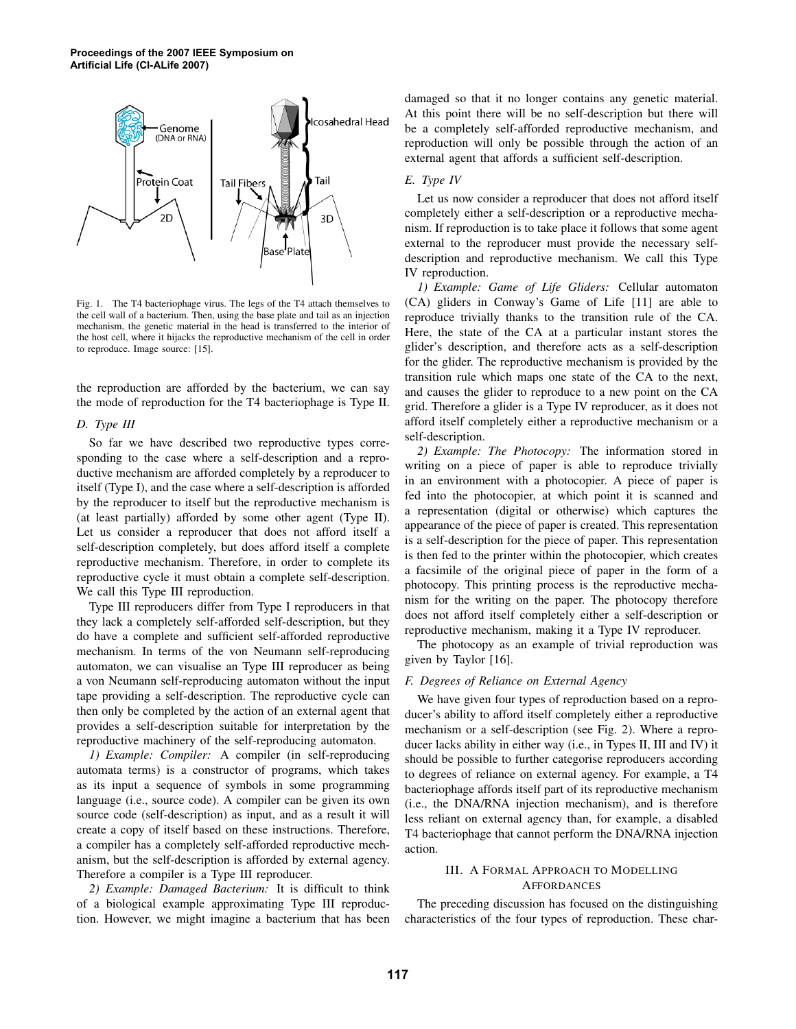Fig. 1. The T4 bacteriophage virus. The legs of the T4 attach themselves to the cell wall of a bacterium. Then, using the base plate and tail as an injection mechanism, the genetic material in the head is transferred to the interior of the host cell, where it hijacks the reproductive mechanism of the cell in order to reproduce. Image source: [15].

the reproduction are afforded by the bacterium, we can say the mode of reproduction for the T4 bacteriophage is Type II.

### D. Type III

So far we have described two reproductive types corresponding to the case where a self-description and a reproductive mechanism are afforded completely by a reproducer to itself (Type I), and the case where a self-description is afforded by the reproducer to itself but the reproductive mechanism is (at least partially) afforded by some other agent (Type II). Let us consider a reproducer that does not afford itself a self-description completely, but does afford itself a complete reproductive mechanism. Therefore, in order to complete its reproductive cycle it must obtain a complete self-description. We call this Type III reproduction.

Type III reproducers differ from Type I reproducers in that they lack a completely self-afforded self-description, but they do have a complete and sufficient self-afforded reproductive mechanism. In terms of the von Neumann self-reproducing automaton, we can visualise an Type III reproducer as being a von Neumann self-reproducing automaton without the input tape providing a self-description. The reproductive cycle can then only be completed by the action of an external agent that provides a self-description suitable for interpretation by the reproductive machinery of the self-reproducing automaton.

*1) Example: Compiler:* A compiler (in self-reproducing automata terms) is a constructor of programs, which takes as its input a sequence of symbols in some programming language (i.e., source code). A compiler can be given its own source code (self-description) as input, and as a result it will create a copy of itself based on these instructions. Therefore, a compiler has a completely self-afforded reproductive mechanism, but the self-description is afforded by external agency. Therefore a compiler is a Type III reproducer.

*2) Example: Damaged Bacterium:* It is difficult to think of a biological example approximating Type III reproduction. However, we might imagine a bacterium that has been damaged so that it no longer contains any genetic material. At this point there will be no self-description but there will be a completely self-afforded reproductive mechanism, and reproduction will only be possible through the action of an external agent that affords a sufficient self-description.

### E. Type IV

Let us now consider a reproducer that does not afford itself completely either a self-description or a reproductive mechanism. If reproduction is to take place it follows that some agent external to the reproducer must provide the necessary self-description and reproductive mechanism. We call this Type IV reproduction.

*1) Example: Game of Life Gliders:* Cellular automaton (CA) gliders in Conway's Game of Life [11] are able to reproduce trivially thanks to the transition rule of the CA. Here, the state of the CA at a particular instant stores the glider's description, and therefore acts as a self-description for the glider. The reproductive mechanism is provided by the transition rule which maps one state of the CA to the next, and causes the glider to reproduce to a new point on the CA grid. Therefore a glider is a Type IV reproducer, as it does not afford itself completely either a reproductive mechanism or a self-description.

*2) Example: The Photocopy:* The information stored in writing on a piece of paper is able to reproduce trivially in an environment with a photocopier. A piece of paper is fed into the photocopier, at which point it is scanned and a representation (digital or otherwise) which captures the appearance of the piece of paper is created. This representation is a self-description for the piece of paper. This representation is then fed to the printer within the photocopier, which creates a facsimile of the original piece of paper in the form of a photocopy. This printing process is the reproductive mechanism for the writing on the paper. The photocopy therefore does not afford itself completely either a self-description or reproductive mechanism, making it a Type IV reproducer.

The photocopy as an example of trivial reproduction was given by Taylor [16].

### F. Degrees of Reliance on External Agency

We have given four types of reproduction based on a reproducer's ability to afford itself completely either a reproductive mechanism or a self-description (see Fig. 2). Where a reproducer lacks ability in either way (i.e., in Types II, III and IV) it should be possible to further categorise reproducers according to degrees of reliance on external agency. For example, a T4 bacteriophage affords itself part of its reproductive mechanism (i.e., the DNA/RNA injection mechanism), and is therefore less reliant on external agency than, for example, a disabled T4 bacteriophage that cannot perform the DNA/RNA injection action.

## III. A Formal Approach to Modelling Affordances

The preceding discussion has focused on the distinguishing characteristics of the four types of reproduction. These char-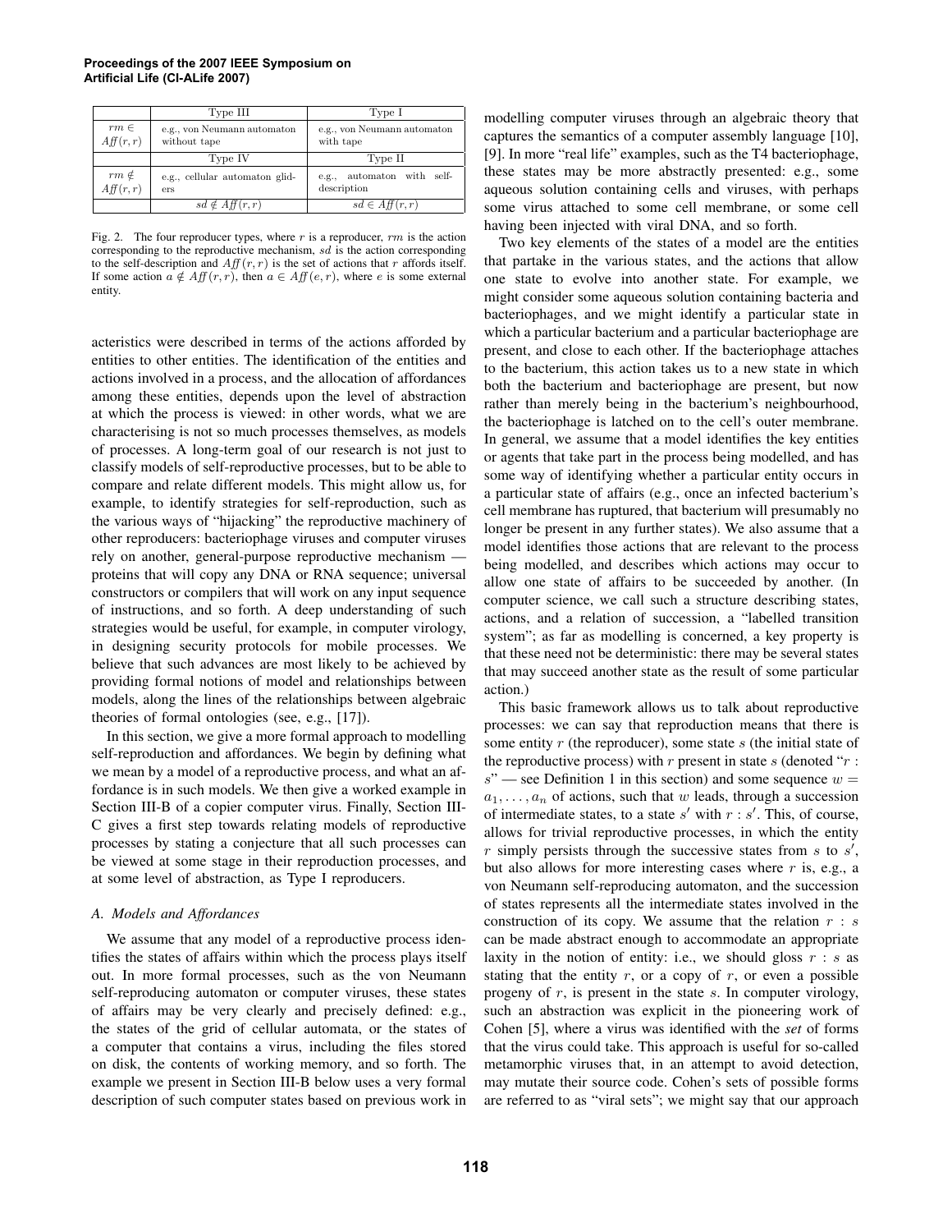| | Type III | Type I |
|---|---|---|
| $rm \in Aff(r,r)$ | e.g., von Neumann automaton without tape | e.g., von Neumann automaton with tape |
| | Type IV | Type II |
| $rm \notin Aff(r,r)$ | e.g., cellular automaton gliders | e.g., automaton with self-description |
| | $sd \notin Aff(r,r)$ | $sd \in Aff(r,r)$ |

Fig. 2. The four reproducer types, where $r$ is a reproducer, $rm$ is the action corresponding to the reproductive mechanism, $sd$ is the action corresponding to the self-description and $Aff(r,r)$ is the set of actions that $r$ affords itself. If some action $a \notin Aff(r,r)$, then $a \in Aff(e,r)$, where $e$ is some external entity.

acteristics were described in terms of the actions afforded by entities to other entities. The identification of the entities and actions involved in a process, and the allocation of affordances among these entities, depends upon the level of abstraction at which the process is viewed: in other words, what we are characterising is not so much processes themselves, as models of processes. A long-term goal of our research is not just to classify models of self-reproductive processes, but to be able to compare and relate different models. This might allow us, for example, to identify strategies for self-reproduction, such as the various ways of "hijacking" the reproductive machinery of other reproducers: bacteriophage viruses and computer viruses rely on another, general-purpose reproductive mechanism — proteins that will copy any DNA or RNA sequence; universal constructors or compilers that will work on any input sequence of instructions, and so forth. A deep understanding of such strategies would be useful, for example, in computer virology, in designing security protocols for mobile processes. We believe that such advances are most likely to be achieved by providing formal notions of model and relationships between models, along the lines of the relationships between algebraic theories of formal ontologies (see, e.g., [17]).

In this section, we give a more formal approach to modelling self-reproduction and affordances. We begin by defining what we mean by a model of a reproductive process, and what an affordance is in such models. We then give a worked example in Section III-B of a copier computer virus. Finally, Section III-C gives a first step towards relating models of reproductive processes by stating a conjecture that all such processes can be viewed at some stage in their reproduction processes, and at some level of abstraction, as Type I reproducers.

### A. Models and Affordances

We assume that any model of a reproductive process identifies the states of affairs within which the process plays itself out. In more formal processes, such as the von Neumann self-reproducing automaton or computer viruses, these states of affairs may be very clearly and precisely defined: e.g., the states of the grid of cellular automata, or the states of a computer that contains a virus, including the files stored on disk, the contents of working memory, and so forth. The example we present in Section III-B below uses a very formal description of such computer states based on previous work in modelling computer viruses through an algebraic theory that captures the semantics of a computer assembly language [10], [9]. In more "real life" examples, such as the T4 bacteriophage, these states may be more abstractly presented: e.g., some aqueous solution containing cells and viruses, with perhaps some virus attached to some cell membrane, or some cell having been injected with viral DNA, and so forth.

Two key elements of the states of a model are the entities that partake in the various states, and the actions that allow one state to evolve into another state. For example, we might consider some aqueous solution containing bacteria and bacteriophages, and we might identify a particular state in which a particular bacterium and a particular bacteriophage are present, and close to each other. If the bacteriophage attaches to the bacterium, this action takes us to a new state in which both the bacterium and bacteriophage are present, but now rather than merely being in the bacterium's neighbourhood, the bacteriophage is latched on to the cell's outer membrane. In general, we assume that a model identifies the key entities or agents that take part in the process being modelled, and has some way of identifying whether a particular entity occurs in a particular state of affairs (e.g., once an infected bacterium's cell membrane has ruptured, that bacterium will presumably no longer be present in any further states). We also assume that a model identifies those actions that are relevant to the process being modelled, and describes which actions may occur to allow one state of affairs to be succeeded by another. (In computer science, we call such a structure describing states, actions, and a relation of succession, a "labelled transition system"; as far as modelling is concerned, a key property is that these need not be deterministic: there may be several states that may succeed another state as the result of some particular action.)

This basic framework allows us to talk about reproductive processes: we can say that reproduction means that there is some entity $r$ (the reproducer), some state $s$ (the initial state of the reproductive process) with $r$ present in state $s$ (denoted "$r : s$" — see Definition 1 in this section) and some sequence $w = a_1, \ldots, a_n$ of actions, such that $w$ leads, through a succession of intermediate states, to a state $s'$ with $r : s'$. This, of course, allows for trivial reproductive processes, in which the entity $r$ simply persists through the successive states from $s$ to $s'$, but also allows for more interesting cases where $r$ is, e.g., a von Neumann self-reproducing automaton, and the succession of states represents all the intermediate states involved in the construction of its copy. We assume that the relation $r : s$ can be made abstract enough to accommodate an appropriate laxity in the notion of entity: i.e., we should gloss $r : s$ as stating that the entity $r$, or a copy of $r$, or even a possible progeny of $r$, is present in the state $s$. In computer virology, such an abstraction was explicit in the pioneering work of Cohen [5], where a virus was identified with the *set* of forms that the virus could take. This approach is useful for so-called metamorphic viruses that, in an attempt to avoid detection, may mutate their source code. Cohen's sets of possible forms are referred to as "viral sets"; we might say that our approach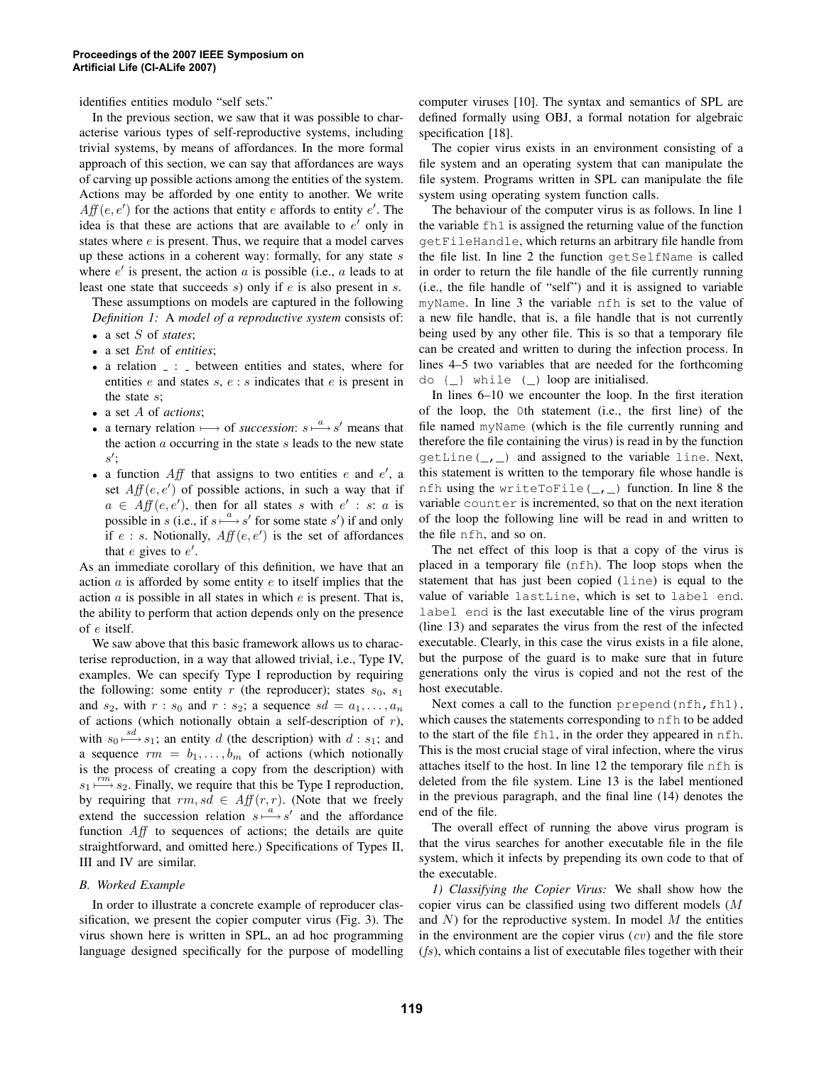identifies entities modulo "self sets."

In the previous section, we saw that it was possible to characterise various types of self-reproductive systems, including trivial systems, by means of affordances. In the more formal approach of this section, we can say that affordances are ways of carving up possible actions among the entities of the system. Actions may be afforded by one entity to another. We write $\mathit{Aff}(e, e')$ for the actions that entity $e$ affords to entity $e'$. The idea is that these are actions that are available to $e'$ only in states where $e$ is present. Thus, we require that a model carves up these actions in a coherent way: formally, for any state $s$ where $e'$ is present, the action $a$ is possible (i.e., $a$ leads to at least one state that succeeds $s$) only if $e$ is also present in $s$.

These assumptions on models are captured in the following

*Definition 1:* A *model of a reproductive system* consists of:

- a set $S$ of *states*;
- a set $Ent$ of *entities*;
- a relation $\_ : \_$ between entities and states, where for entities $e$ and states $s$, $e : s$ indicates that $e$ is present in the state $s$;
- a set $A$ of *actions*;
- a ternary relation $\longmapsto$ of *succession*: $s \overset{a}{\longmapsto} s'$ means that the action $a$ occurring in the state $s$ leads to the new state $s'$;
- a function $\mathit{Aff}$ that assigns to two entities $e$ and $e'$, a set $\mathit{Aff}(e, e')$ of possible actions, in such a way that if $a \in \mathit{Aff}(e, e')$, then for all states $s$ with $e' : s$: $a$ is possible in $s$ (i.e., if $s \overset{a}{\longmapsto} s'$ for some state $s'$) if and only if $e : s$. Notionally, $\mathit{Aff}(e, e')$ is the set of affordances that $e$ gives to $e'$.

As an immediate corollary of this definition, we have that an action $a$ is afforded by some entity $e$ to itself implies that the action $a$ is possible in all states in which $e$ is present. That is, the ability to perform that action depends only on the presence of $e$ itself.

We saw above that this basic framework allows us to characterise reproduction, in a way that allowed trivial, i.e., Type IV, examples. We can specify Type I reproduction by requiring the following: some entity $r$ (the reproducer); states $s_0$, $s_1$ and $s_2$, with $r : s_0$ and $r : s_2$; a sequence $sd = a_1, \ldots, a_n$ of actions (which notionally obtain a self-description of $r$), with $s_0 \overset{sd}{\longmapsto} s_1$; an entity $d$ (the description) with $d : s_1$; and a sequence $rm = b_1, \ldots, b_m$ of actions (which notionally is the process of creating a copy from the description) with $s_1 \overset{rm}{\longmapsto} s_2$. Finally, we require that this be Type I reproduction, by requiring that $rm, sd \in \mathit{Aff}(r, r)$. (Note that we freely extend the succession relation $s \overset{a}{\longmapsto} s'$ and the affordance function $\mathit{Aff}$ to sequences of actions; the details are quite straightforward, and omitted here.) Specifications of Types II, III and IV are similar.

### *B. Worked Example*

In order to illustrate a concrete example of reproducer classification, we present the copier computer virus (Fig. 3). The virus shown here is written in SPL, an ad hoc programming language designed specifically for the purpose of modelling computer viruses [10]. The syntax and semantics of SPL are defined formally using OBJ, a formal notation for algebraic specification [18].

The copier virus exists in an environment consisting of a file system and an operating system that can manipulate the file system. Programs written in SPL can manipulate the file system using operating system function calls.

The behaviour of the computer virus is as follows. In line 1 the variable `fh1` is assigned the returning value of the function `getFileHandle`, which returns an arbitrary file handle from the file list. In line 2 the function `getSelfName` is called in order to return the file handle of the file currently running (i.e., the file handle of "self") and it is assigned to variable `myName`. In line 3 the variable `nfh` is set to the value of a new file handle, that is, a file handle that is not currently being used by any other file. This is so that a temporary file can be created and written to during the infection process. In lines 4–5 two variables that are needed for the forthcoming `do {_} while (_)` loop are initialised.

In lines 6–10 we encounter the loop. In the first iteration of the loop, the `0`th statement (i.e., the first line) of the file named `myName` (which is the file currently running and therefore the file containing the virus) is read in by the function `getLine(_,_)` and assigned to the variable `line`. Next, this statement is written to the temporary file whose handle is `nfh` using the `writeToFile(_,_)` function. In line 8 the variable `counter` is incremented, so that on the next iteration of the loop the following line will be read in and written to the file `nfh`, and so on.

The net effect of this loop is that a copy of the virus is placed in a temporary file (`nfh`). The loop stops when the statement that has just been copied (`line`) is equal to the value of variable `lastLine`, which is set to `label end`. `label end` is the last executable line of the virus program (line 13) and separates the virus from the rest of the infected executable. Clearly, in this case the virus exists in a file alone, but the purpose of the guard is to make sure that in future generations only the virus is copied and not the rest of the host executable.

Next comes a call to the function `prepend(nfh,fh1)`, which causes the statements corresponding to `nfh` to be added to the start of the file `fh1`, in the order they appeared in `nfh`. This is the most crucial stage of viral infection, where the virus attaches itself to the host. In line 12 the temporary file `nfh` is deleted from the file system. Line 13 is the label mentioned in the previous paragraph, and the final line (14) denotes the end of the file.

The overall effect of running the above virus program is that the virus searches for another executable file in the file system, which it infects by prepending its own code to that of the executable.

*1) Classifying the Copier Virus:* We shall show how the copier virus can be classified using two different models ($M$ and $N$) for the reproductive system. In model $M$ the entities in the environment are the copier virus ($cv$) and the file store ($fs$), which contains a list of executable files together with their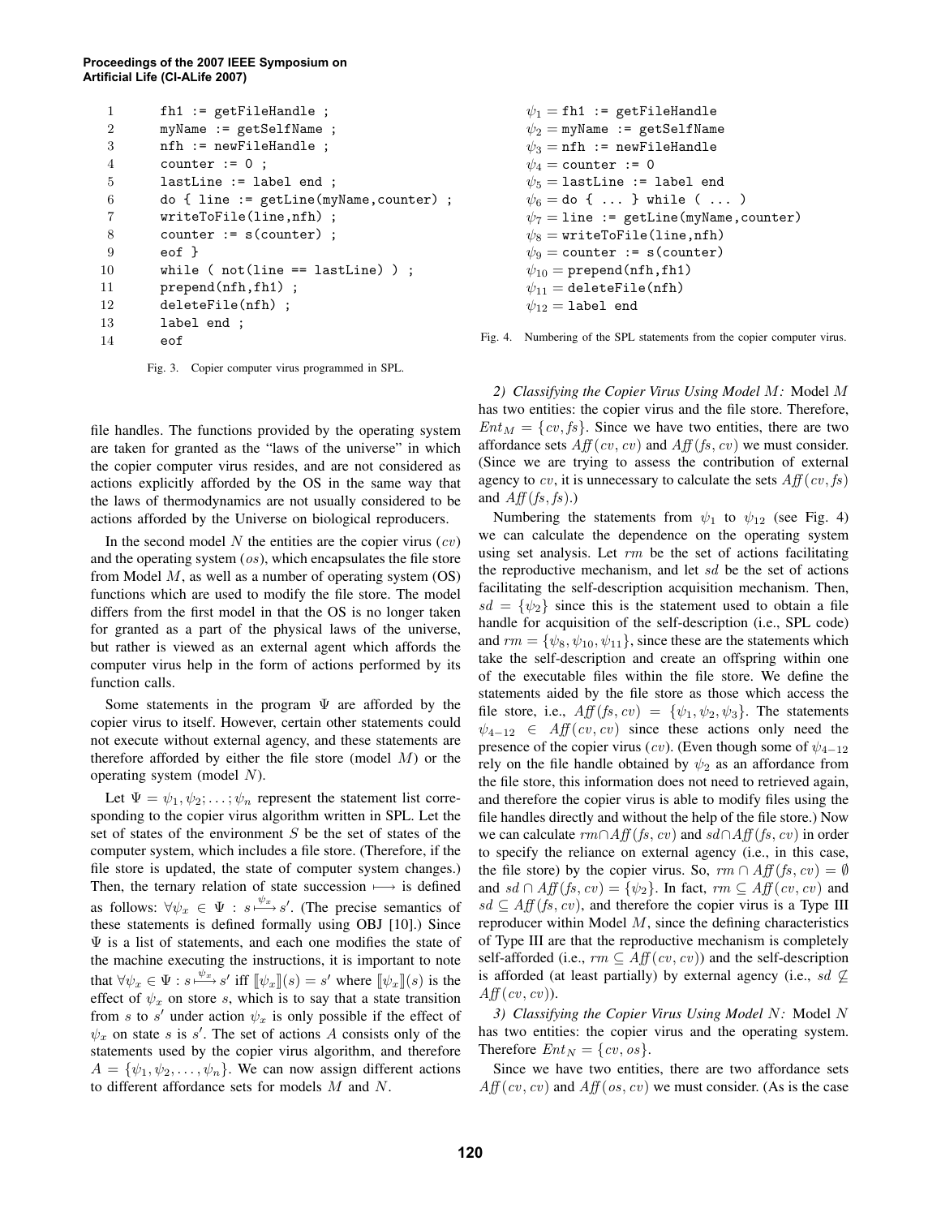```
1    fh1 := getFileHandle ;
2    myName := getSelfName ;
3    nfh := newFileHandle ;
4    counter := 0 ;
5    lastLine := label end ;
6    do { line := getLine(myName,counter) ;
7    writeToFile(line,nfh) ;
8    counter := s(counter) ;
9    eof }
10   while ( not(line == lastLine) ) ;
11   prepend(nfh,fh1) ;
12   deleteFile(nfh) ;
13   label end ;
14   eof
```

Fig. 3. Copier computer virus programmed in SPL.

$\psi_1 =$ `fh1 := getFileHandle`
$\psi_2 =$ `myName := getSelfName`
$\psi_3 =$ `nfh := newFileHandle`
$\psi_4 =$ `counter := 0`
$\psi_5 =$ `lastLine := label end`
$\psi_6 =$ `do { ... } while ( ... )`
$\psi_7 =$ `line := getLine(myName,counter)`
$\psi_8 =$ `writeToFile(line,nfh)`
$\psi_9 =$ `counter := s(counter)`
$\psi_{10} =$ `prepend(nfh,fh1)`
$\psi_{11} =$ `deleteFile(nfh)`
$\psi_{12} =$ `label end`

Fig. 4. Numbering of the SPL statements from the copier computer virus.

file handles. The functions provided by the operating system are taken for granted as the "laws of the universe" in which the copier computer virus resides, and are not considered as actions explicitly afforded by the OS in the same way that the laws of thermodynamics are not usually considered to be actions afforded by the Universe on biological reproducers.

In the second model $N$ the entities are the copier virus ($cv$) and the operating system ($os$), which encapsulates the file store from Model $M$, as well as a number of operating system (OS) functions which are used to modify the file store. The model differs from the first model in that the OS is no longer taken for granted as a part of the physical laws of the universe, but rather is viewed as an external agent which affords the computer virus help in the form of actions performed by its function calls.

Some statements in the program $\Psi$ are afforded by the copier virus to itself. However, certain other statements could not execute without external agency, and these statements are therefore afforded by either the file store (model $M$) or the operating system (model $N$).

Let $\Psi = \psi_1, \psi_2; \ldots; \psi_n$ represent the statement list corresponding to the copier virus algorithm written in SPL. Let the set of states of the environment $S$ be the set of states of the computer system, which includes a file store. (Therefore, if the file store is updated, the state of computer system changes.) Then, the ternary relation of state succession $\longmapsto$ is defined as follows: $\forall \psi_x \in \Psi : s \overset{\psi_x}{\longmapsto} s'$. (The precise semantics of these statements is defined formally using OBJ [10].) Since $\Psi$ is a list of statements, and each one modifies the state of the machine executing the instructions, it is important to note that $\forall \psi_x \in \Psi : s \overset{\psi_x}{\longmapsto} s'$ iff $[\![\psi_x]\!](s) = s'$ where $[\![\psi_x]\!](s)$ is the effect of $\psi_x$ on store $s$, which is to say that a state transition from $s$ to $s'$ under action $\psi_x$ is only possible if the effect of $\psi_x$ on state $s$ is $s'$. The set of actions $A$ consists only of the statements used by the copier virus algorithm, and therefore $A = \{\psi_1, \psi_2, \ldots, \psi_n\}$. We can now assign different actions to different affordance sets for models $M$ and $N$.

*2) Classifying the Copier Virus Using Model $M$:* Model $M$ has two entities: the copier virus and the file store. Therefore, $Ent_M = \{cv, fs\}$. Since we have two entities, there are two affordance sets $\mathit{Aff}(cv, cv)$ and $\mathit{Aff}(fs, cv)$ we must consider. (Since we are trying to assess the contribution of external agency to $cv$, it is unnecessary to calculate the sets $\mathit{Aff}(cv, fs)$ and $\mathit{Aff}(fs, fs)$.)

Numbering the statements from $\psi_1$ to $\psi_{12}$ (see Fig. 4) we can calculate the dependence on the operating system using set analysis. Let $rm$ be the set of actions facilitating the reproductive mechanism, and let $sd$ be the set of actions facilitating the self-description acquisition mechanism. Then, $sd = \{\psi_2\}$ since this is the statement used to obtain a file handle for acquisition of the self-description (i.e., SPL code) and $rm = \{\psi_8, \psi_{10}, \psi_{11}\}$, since these are the statements which take the self-description and create an offspring within one of the executable files within the file store. We define the statements aided by the file store as those which access the file store, i.e., $\mathit{Aff}(fs, cv) = \{\psi_1, \psi_2, \psi_3\}$. The statements $\psi_{4-12} \in \mathit{Aff}(cv, cv)$ since these actions only need the presence of the copier virus ($cv$). (Even though some of $\psi_{4-12}$ rely on the file handle obtained by $\psi_2$ as an affordance from the file store, this information does not need to retrieved again, and therefore the copier virus is able to modify files using the file handles directly and without the help of the file store.) Now we can calculate $rm \cap \mathit{Aff}(fs, cv)$ and $sd \cap \mathit{Aff}(fs, cv)$ in order to specify the reliance on external agency (i.e., in this case, the file store) by the copier virus. So, $rm \cap \mathit{Aff}(fs, cv) = \emptyset$ and $sd \cap \mathit{Aff}(fs, cv) = \{\psi_2\}$. In fact, $rm \subseteq \mathit{Aff}(cv, cv)$ and $sd \subseteq \mathit{Aff}(fs, cv)$, and therefore the copier virus is a Type III reproducer within Model $M$, since the defining characteristics of Type III are that the reproductive mechanism is completely self-afforded (i.e., $rm \subseteq \mathit{Aff}(cv, cv)$) and the self-description is afforded (at least partially) by external agency (i.e., $sd \not\subseteq \mathit{Aff}(cv, cv)$).

*3) Classifying the Copier Virus Using Model $N$:* Model $N$ has two entities: the copier virus and the operating system. Therefore $Ent_N = \{cv, os\}$.

Since we have two entities, there are two affordance sets $\mathit{Aff}(cv, cv)$ and $\mathit{Aff}(os, cv)$ we must consider. (As is the case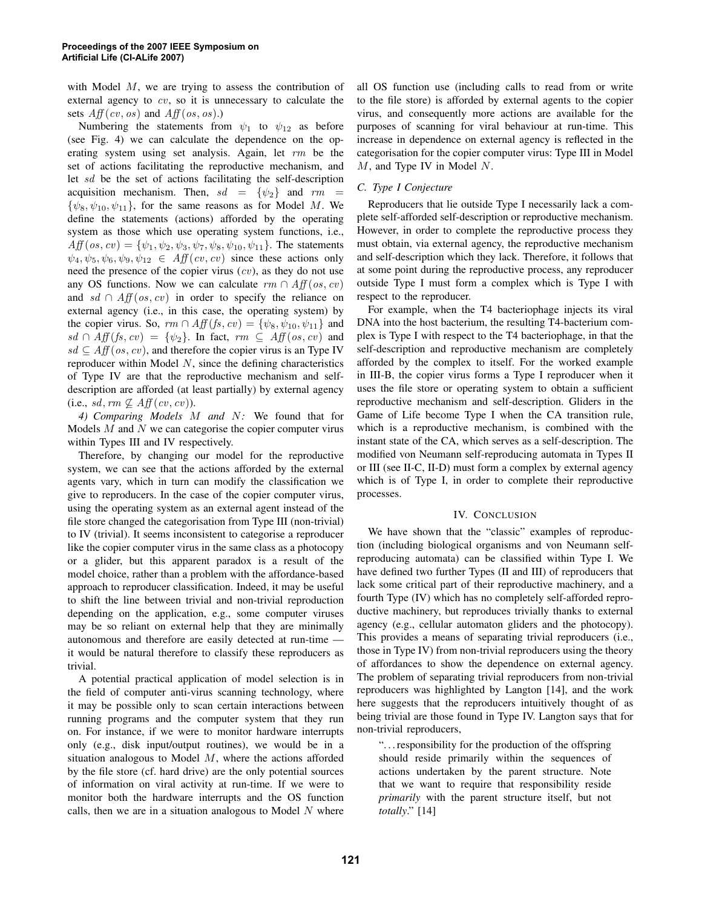with Model $M$, we are trying to assess the contribution of external agency to $cv$, so it is unnecessary to calculate the sets $Aff(cv, os)$ and $Aff(os, os)$.)

Numbering the statements from $\psi_1$ to $\psi_{12}$ as before (see Fig. 4) we can calculate the dependence on the operating system using set analysis. Again, let $rm$ be the set of actions facilitating the reproductive mechanism, and let $sd$ be the set of actions facilitating the self-description acquisition mechanism. Then, $sd = \{\psi_2\}$ and $rm = \{\psi_8, \psi_{10}, \psi_{11}\}$, for the same reasons as for Model $M$. We define the statements (actions) afforded by the operating system as those which use operating system functions, i.e., $Aff(os, cv) = \{\psi_1, \psi_2, \psi_3, \psi_7, \psi_8, \psi_{10}, \psi_{11}\}$. The statements $\psi_4, \psi_5, \psi_6, \psi_9, \psi_{12} \in Aff(cv, cv)$ since these actions only need the presence of the copier virus ($cv$), as they do not use any OS functions. Now we can calculate $rm \cap Aff(os, cv)$ and $sd \cap Aff(os, cv)$ in order to specify the reliance on external agency (i.e., in this case, the operating system) by the copier virus. So, $rm \cap Aff(fs, cv) = \{\psi_8, \psi_{10}, \psi_{11}\}$ and $sd \cap Aff(fs, cv) = \{\psi_2\}$. In fact, $rm \subseteq Aff(os, cv)$ and $sd \subseteq Aff(os, cv)$, and therefore the copier virus is an Type IV reproducer within Model $N$, since the defining characteristics of Type IV are that the reproductive mechanism and self-description are afforded (at least partially) by external agency (i.e., $sd, rm \not\subseteq Aff(cv, cv)$).

*4) Comparing Models $M$ and $N$:* We found that for Models $M$ and $N$ we can categorise the copier computer virus within Types III and IV respectively.

Therefore, by changing our model for the reproductive system, we can see that the actions afforded by the external agents vary, which in turn can modify the classification we give to reproducers. In the case of the copier computer virus, using the operating system as an external agent instead of the file store changed the categorisation from Type III (non-trivial) to IV (trivial). It seems inconsistent to categorise a reproducer like the copier computer virus in the same class as a photocopy or a glider, but this apparent paradox is a result of the model choice, rather than a problem with the affordance-based approach to reproducer classification. Indeed, it may be useful to shift the line between trivial and non-trivial reproduction depending on the application, e.g., some computer viruses may be so reliant on external help that they are minimally autonomous and therefore are easily detected at run-time — it would be natural therefore to classify these reproducers as trivial.

A potential practical application of model selection is in the field of computer anti-virus scanning technology, where it may be possible only to scan certain interactions between running programs and the computer system that they run on. For instance, if we were to monitor hardware interrupts only (e.g., disk input/output routines), we would be in a situation analogous to Model $M$, where the actions afforded by the file store (cf. hard drive) are the only potential sources of information on viral activity at run-time. If we were to monitor both the hardware interrupts and the OS function calls, then we are in a situation analogous to Model $N$ where all OS function use (including calls to read from or write to the file store) is afforded by external agents to the copier virus, and consequently more actions are available for the purposes of scanning for viral behaviour at run-time. This increase in dependence on external agency is reflected in the categorisation for the copier computer virus: Type III in Model $M$, and Type IV in Model $N$.

### C. Type I Conjecture

Reproducers that lie outside Type I necessarily lack a complete self-afforded self-description or reproductive mechanism. However, in order to complete the reproductive process they must obtain, via external agency, the reproductive mechanism and self-description which they lack. Therefore, it follows that at some point during the reproductive process, any reproducer outside Type I must form a complex which is Type I with respect to the reproducer.

For example, when the T4 bacteriophage injects its viral DNA into the host bacterium, the resulting T4-bacterium complex is Type I with respect to the T4 bacteriophage, in that the self-description and reproductive mechanism are completely afforded by the complex to itself. For the worked example in III-B, the copier virus forms a Type I reproducer when it uses the file store or operating system to obtain a sufficient reproductive mechanism and self-description. Gliders in the Game of Life become Type I when the CA transition rule, which is a reproductive mechanism, is combined with the instant state of the CA, which serves as a self-description. The modified von Neumann self-reproducing automata in Types II or III (see II-C, II-D) must form a complex by external agency which is of Type I, in order to complete their reproductive processes.

## IV. Conclusion

We have shown that the "classic" examples of reproduction (including biological organisms and von Neumann self-reproducing automata) can be classified within Type I. We have defined two further Types (II and III) of reproducers that lack some critical part of their reproductive machinery, and a fourth Type (IV) which has no completely self-afforded reproductive machinery, but reproduces trivially thanks to external agency (e.g., cellular automaton gliders and the photocopy). This provides a means of separating trivial reproducers (i.e., those in Type IV) from non-trivial reproducers using the theory of affordances to show the dependence on external agency. The problem of separating trivial reproducers from non-trivial reproducers was highlighted by Langton [14], and the work here suggests that the reproducers intuitively thought of as being trivial are those found in Type IV. Langton says that for non-trivial reproducers,

> "...responsibility for the production of the offspring should reside primarily within the sequences of actions undertaken by the parent structure. Note that we want to require that responsibility reside *primarily* with the parent structure itself, but not *totally*." [14]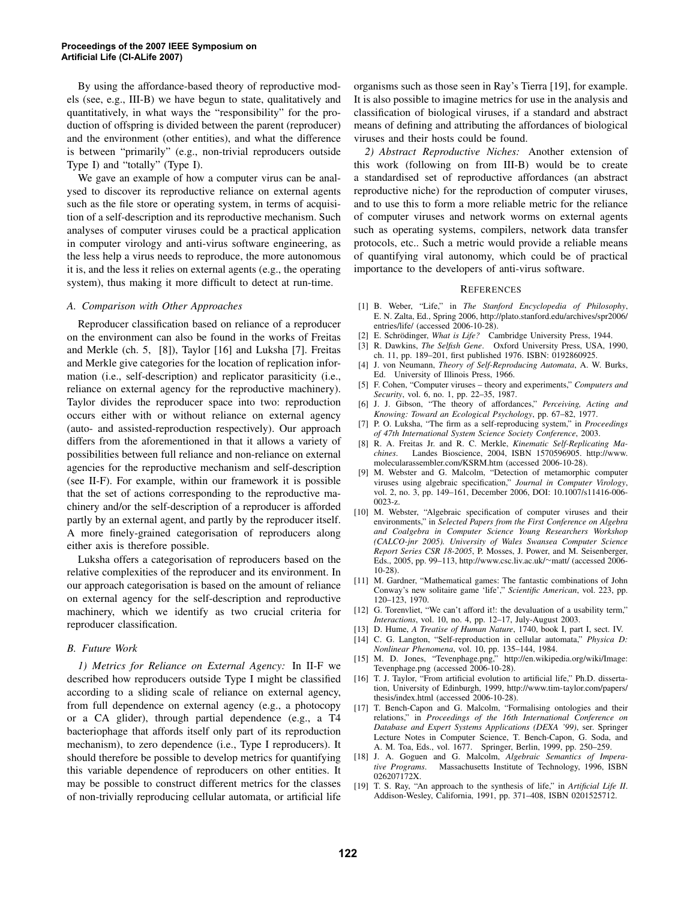By using the affordance-based theory of reproductive models (see, e.g., III-B) we have begun to state, qualitatively and quantitatively, in what ways the "responsibility" for the production of offspring is divided between the parent (reproducer) and the environment (other entities), and what the difference is between "primarily" (e.g., non-trivial reproducers outside Type I) and "totally" (Type I).

We gave an example of how a computer virus can be analysed to discover its reproductive reliance on external agents such as the file store or operating system, in terms of acquisition of a self-description and its reproductive mechanism. Such analyses of computer viruses could be a practical application in computer virology and anti-virus software engineering, as the less help a virus needs to reproduce, the more autonomous it is, and the less it relies on external agents (e.g., the operating system), thus making it more difficult to detect at run-time.

### A. Comparison with Other Approaches

Reproducer classification based on reliance of a reproducer on the environment can also be found in the works of Freitas and Merkle (ch. 5, [8]), Taylor [16] and Luksha [7]. Freitas and Merkle give categories for the location of replication information (i.e., self-description) and replicator parasiticity (i.e., reliance on external agency for the reproductive machinery). Taylor divides the reproducer space into two: reproduction occurs either with or without reliance on external agency (auto- and assisted-reproduction respectively). Our approach differs from the aforementioned in that it allows a variety of possibilities between full reliance and non-reliance on external agencies for the reproductive mechanism and self-description (see II-F). For example, within our framework it is possible that the set of actions corresponding to the reproductive machinery and/or the self-description of a reproducer is afforded partly by an external agent, and partly by the reproducer itself. A more finely-grained categorisation of reproducers along either axis is therefore possible.

Luksha offers a categorisation of reproducers based on the relative complexities of the reproducer and its environment. In our approach categorisation is based on the amount of reliance on external agency for the self-description and reproductive machinery, which we identify as two crucial criteria for reproducer classification.

### B. Future Work

*1) Metrics for Reliance on External Agency:* In II-F we described how reproducers outside Type I might be classified according to a sliding scale of reliance on external agency, from full dependence on external agency (e.g., a photocopy or a CA glider), through partial dependence (e.g., a T4 bacteriophage that affords itself only part of its reproduction mechanism), to zero dependence (i.e., Type I reproducers). It should therefore be possible to develop metrics for quantifying this variable dependence of reproducers on other entities. It may be possible to construct different metrics for the classes of non-trivially reproducing cellular automata, or artificial life organisms such as those seen in Ray's Tierra [19], for example. It is also possible to imagine metrics for use in the analysis and classification of biological viruses, if a standard and abstract means of defining and attributing the affordances of biological viruses and their hosts could be found.

*2) Abstract Reproductive Niches:* Another extension of this work (following on from III-B) would be to create a standardised set of reproductive affordances (an abstract reproductive niche) for the reproduction of computer viruses, and to use this to form a more reliable metric for the reliance of computer viruses and network worms on external agents such as operating systems, compilers, network data transfer protocols, etc.. Such a metric would provide a reliable means of quantifying viral autonomy, which could be of practical importance to the developers of anti-virus software.

## References

[1] B. Weber, "Life," in *The Stanford Encyclopedia of Philosophy*, E. N. Zalta, Ed., Spring 2006, http://plato.stanford.edu/archives/spr2006/entries/life/ (accessed 2006-10-28).

[2] E. Schrödinger, *What is Life?* Cambridge University Press, 1944.

[3] R. Dawkins, *The Selfish Gene*. Oxford University Press, USA, 1990, ch. 11, pp. 189–201, first published 1976. ISBN: 0192860925.

[4] J. von Neumann, *Theory of Self-Reproducing Automata*, A. W. Burks, Ed. University of Illinois Press, 1966.

[5] F. Cohen, "Computer viruses – theory and experiments," *Computers and Security*, vol. 6, no. 1, pp. 22–35, 1987.

[6] J. J. Gibson, "The theory of affordances," *Perceiving, Acting and Knowing: Toward an Ecological Psychology*, pp. 67–82, 1977.

[7] P. O. Luksha, "The firm as a self-reproducing system," in *Proceedings of 47th International System Science Society Conference*, 2003.

[8] R. A. Freitas Jr. and R. C. Merkle, *Kinematic Self-Replicating Machines*. Landes Bioscience, 2004, ISBN 1570596905. http://www.molecularassembler.com/KSRM.htm (accessed 2006-10-28).

[9] M. Webster and G. Malcolm, "Detection of metamorphic computer viruses using algebraic specification," *Journal in Computer Virology*, vol. 2, no. 3, pp. 149–161, December 2006, DOI: 10.1007/s11416-006-0023-z.

[10] M. Webster, "Algebraic specification of computer viruses and their environments," in *Selected Papers from the First Conference on Algebra and Coalgebra in Computer Science Young Researchers Workshop (CALCO-jnr 2005). University of Wales Swansea Computer Science Report Series CSR 18-2005*, P. Mosses, J. Power, and M. Seisenberger, Eds., 2005, pp. 99–113, http://www.csc.liv.ac.uk/~matt/ (accessed 2006-10-28).

[11] M. Gardner, "Mathematical games: The fantastic combinations of John Conway's new solitaire game 'life'," *Scientific American*, vol. 223, pp. 120–123, 1970.

[12] G. Torenvliet, "We can't afford it!: the devaluation of a usability term," *Interactions*, vol. 10, no. 4, pp. 12–17, July-August 2003.

[13] D. Hume, *A Treatise of Human Nature*, 1740, book I, part I, sect. IV.

[14] C. G. Langton, "Self-reproduction in cellular automata," *Physica D: Nonlinear Phenomena*, vol. 10, pp. 135–144, 1984.

[15] M. D. Jones, "Tevenphage.png," http://en.wikipedia.org/wiki/Image:Tevenphage.png (accessed 2006-10-28).

[16] T. J. Taylor, "From artificial evolution to artificial life," Ph.D. dissertation, University of Edinburgh, 1999, http://www.tim-taylor.com/papers/thesis/index.html (accessed 2006-10-28).

[17] T. Bench-Capon and G. Malcolm, "Formalising ontologies and their relations," in *Proceedings of the 16th International Conference on Database and Expert Systems Applications (DEXA '99)*, ser. Springer Lecture Notes in Computer Science, T. Bench-Capon, G. Soda, and A. M. Toa, Eds., vol. 1677. Springer, Berlin, 1999, pp. 250–259.

[18] J. A. Goguen and G. Malcolm, *Algebraic Semantics of Imperative Programs*. Massachusetts Institute of Technology, 1996, ISBN 026207172X.

[19] T. S. Ray, "An approach to the synthesis of life," in *Artificial Life II*. Addison-Wesley, California, 1991, pp. 371–408, ISBN 0201525712.